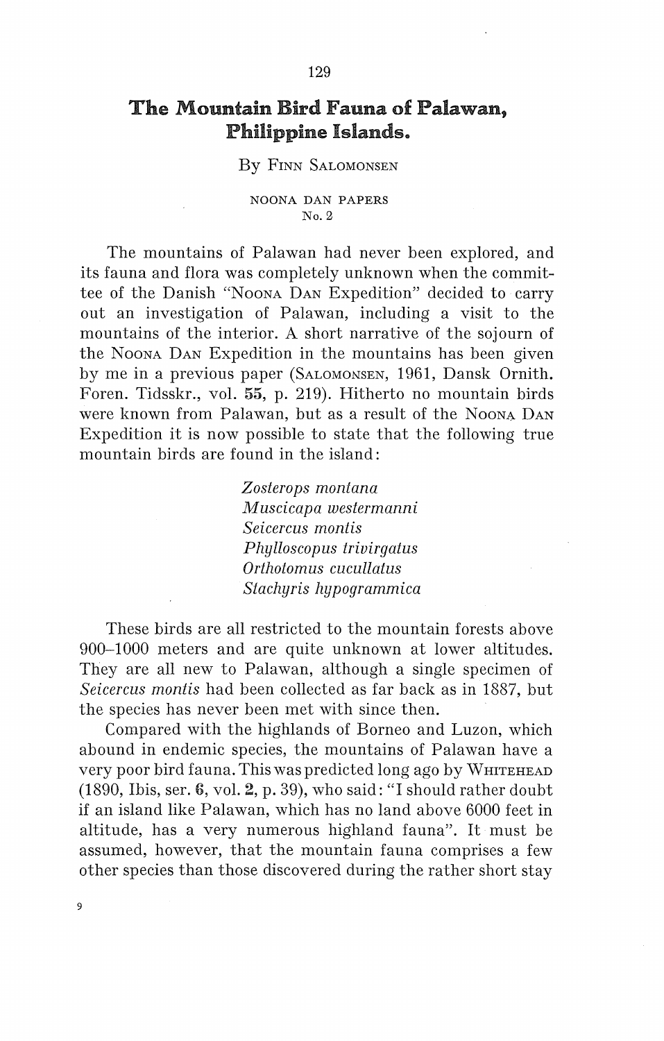# The Mountain Bird Fauna of Palawan, Philippine Islands.

By Finn Salomonsen

NOONA DAN PAPERS
No. 2

The mountains of Palawan had never been explored, and its fauna and flora was completely unknown when the committee of the Danish "Noona Dan Expedition" decided to carry out an investigation of Palawan, including a visit to the mountains of the interior. A short narrative of the sojourn of the Noona Dan Expedition in the mountains has been given by me in a previous paper (Salomonsen, 1961, Dansk Ornith. Foren. Tidsskr., vol. 55, p. 219). Hitherto no mountain birds were known from Palawan, but as a result of the Noona Dan Expedition it is now possible to state that the following true mountain birds are found in the island:

*Zosterops montana*
*Muscicapa westermanni*
*Seicercus montis*
*Phylloscopus trivirgatus*
*Orthotomus cucullatus*
*Stachyris hypogrammica*

These birds are all restricted to the mountain forests above 900–1000 meters and are quite unknown at lower altitudes. They are all new to Palawan, although a single specimen of *Seicercus montis* had been collected as far back as in 1887, but the species has never been met with since then.

Compared with the highlands of Borneo and Luzon, which abound in endemic species, the mountains of Palawan have a very poor bird fauna. This was predicted long ago by Whitehead (1890, Ibis, ser. 6, vol. 2, p. 39), who said: "I should rather doubt if an island like Palawan, which has no land above 6000 feet in altitude, has a very numerous highland fauna". It must be assumed, however, that the mountain fauna comprises a few other species than those discovered during the rather short stay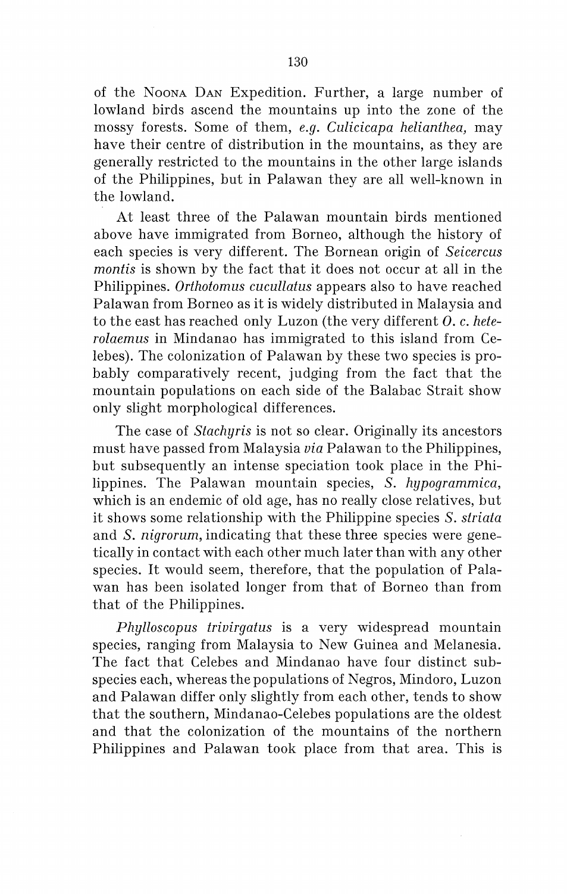of the Noona Dan Expedition. Further, a large number of lowland birds ascend the mountains up into the zone of the mossy forests. Some of them, *e.g. Culicicapa helianthea,* may have their centre of distribution in the mountains, as they are generally restricted to the mountains in the other large islands of the Philippines, but in Palawan they are all well-known in the lowland.

At least three of the Palawan mountain birds mentioned above have immigrated from Borneo, although the history of each species is very different. The Bornean origin of *Seicercus montis* is shown by the fact that it does not occur at all in the Philippines. *Orthotomus cucullatus* appears also to have reached Palawan from Borneo as it is widely distributed in Malaysia and to the east has reached only Luzon (the very different *O. c. heterolaemus* in Mindanao has immigrated to this island from Celebes). The colonization of Palawan by these two species is probably comparatively recent, judging from the fact that the mountain populations on each side of the Balabac Strait show only slight morphological differences.

The case of *Stachyris* is not so clear. Originally its ancestors must have passed from Malaysia *via* Palawan to the Philippines, but subsequently an intense speciation took place in the Philippines. The Palawan mountain species, *S. hypogrammica,* which is an endemic of old age, has no really close relatives, but it shows some relationship with the Philippine species *S. striata* and *S. nigrorum,* indicating that these three species were genetically in contact with each other much later than with any other species. It would seem, therefore, that the population of Palawan has been isolated longer from that of Borneo than from that of the Philippines.

*Phylloscopus trivirgatus* is a very widespread mountain species, ranging from Malaysia to New Guinea and Melanesia. The fact that Celebes and Mindanao have four distinct subspecies each, whereas the populations of Negros, Mindoro, Luzon and Palawan differ only slightly from each other, tends to show that the southern, Mindanao-Celebes populations are the oldest and that the colonization of the mountains of the northern Philippines and Palawan took place from that area. This is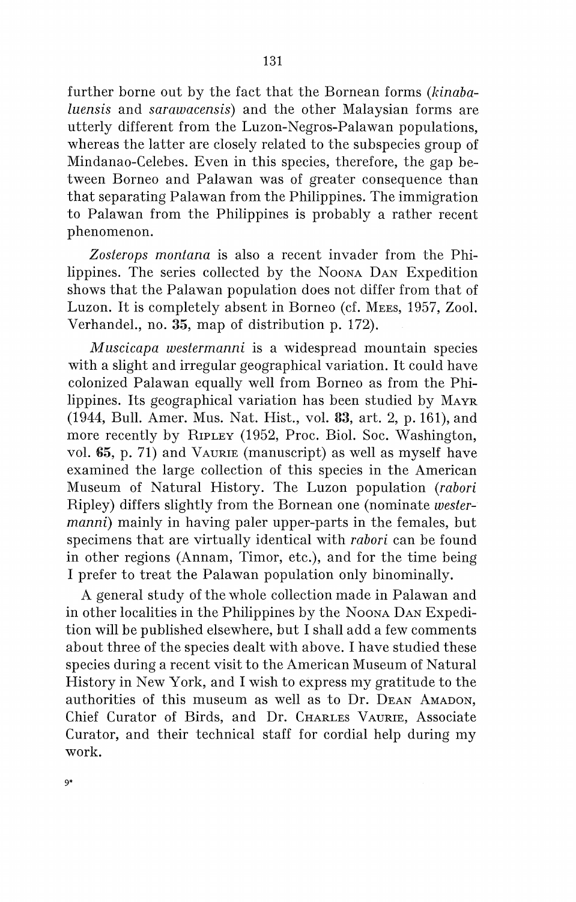further borne out by the fact that the Bornean forms (*kinabaluensis* and *sarawacensis*) and the other Malaysian forms are utterly different from the Luzon-Negros-Palawan populations, whereas the latter are closely related to the subspecies group of Mindanao-Celebes. Even in this species, therefore, the gap between Borneo and Palawan was of greater consequence than that separating Palawan from the Philippines. The immigration to Palawan from the Philippines is probably a rather recent phenomenon.

*Zosterops montana* is also a recent invader from the Philippines. The series collected by the NOONA DAN Expedition shows that the Palawan population does not differ from that of Luzon. It is completely absent in Borneo (cf. MEES, 1957, Zool. Verhandel., no. **35**, map of distribution p. 172).

*Muscicapa westermanni* is a widespread mountain species with a slight and irregular geographical variation. It could have colonized Palawan equally well from Borneo as from the Philippines. Its geographical variation has been studied by MAYR (1944, Bull. Amer. Mus. Nat. Hist., vol. **83**, art. 2, p. 161), and more recently by RIPLEY (1952, Proc. Biol. Soc. Washington, vol. **65**, p. 71) and VAURIE (manuscript) as well as myself have examined the large collection of this species in the American Museum of Natural History. The Luzon population (*rabori* Ripley) differs slightly from the Bornean one (nominate *westermanni*) mainly in having paler upper-parts in the females, but specimens that are virtually identical with *rabori* can be found in other regions (Annam, Timor, etc.), and for the time being I prefer to treat the Palawan population only binominally.

A general study of the whole collection made in Palawan and in other localities in the Philippines by the NOONA DAN Expedition will be published elsewhere, but I shall add a few comments about three of the species dealt with above. I have studied these species during a recent visit to the American Museum of Natural History in New York, and I wish to express my gratitude to the authorities of this museum as well as to Dr. DEAN AMADON, Chief Curator of Birds, and Dr. CHARLES VAURIE, Associate Curator, and their technical staff for cordial help during my work.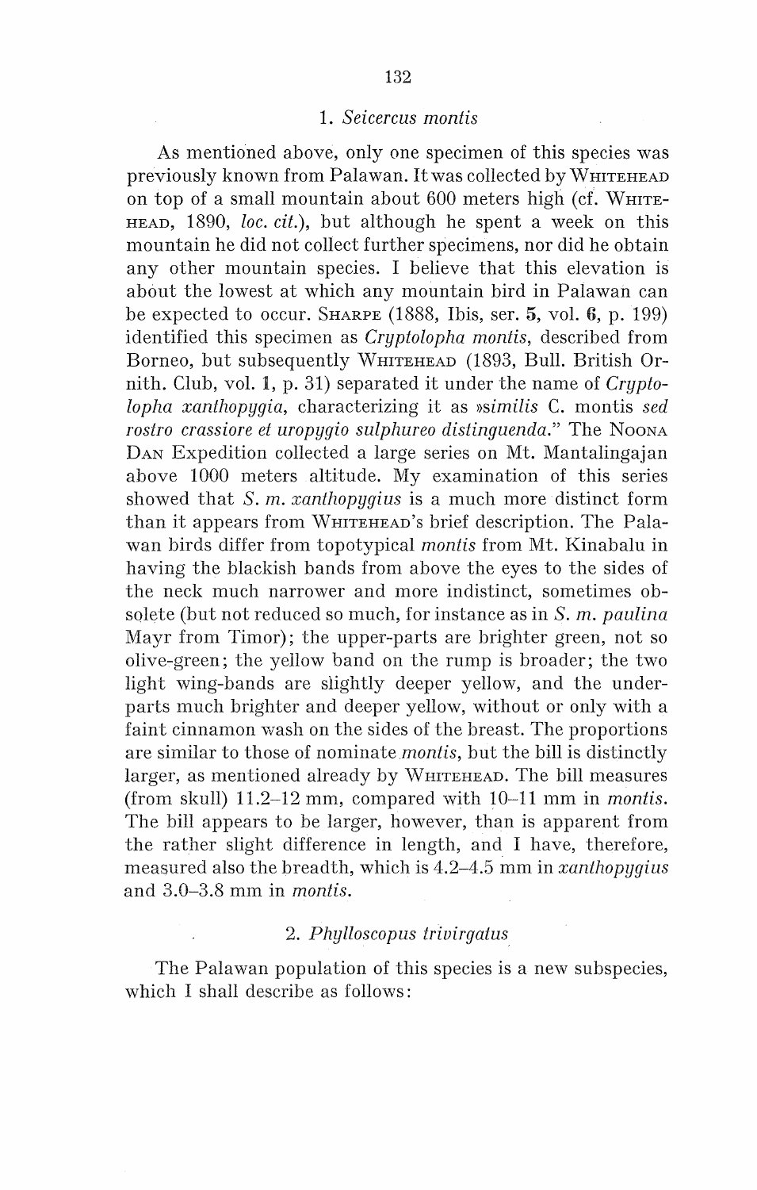### 1. *Seicercus montis*

As mentioned above, only one specimen of this species was previously known from Palawan. It was collected by WHITEHEAD on top of a small mountain about 600 meters high (cf. WHITEHEAD, 1890, *loc. cit.*), but although he spent a week on this mountain he did not collect further specimens, nor did he obtain any other mountain species. I believe that this elevation is about the lowest at which any mountain bird in Palawan can be expected to occur. SHARPE (1888, Ibis, ser. **5**, vol. **6**, p. 199) identified this specimen as *Cryptolopha montis*, described from Borneo, but subsequently WHITEHEAD (1893, Bull. British Ornith. Club, vol. **1**, p. 31) separated it under the name of *Cryptolopha xanthopygia*, characterizing it as »*similis* C. montis *sed rostro crassiore et uropygio sulphureo distinguenda*." The NOONA DAN Expedition collected a large series on Mt. Mantalingajan above 1000 meters altitude. My examination of this series showed that *S. m. xanthopygius* is a much more distinct form than it appears from WHITEHEAD's brief description. The Palawan birds differ from topotypical *montis* from Mt. Kinabalu in having the blackish bands from above the eyes to the sides of the neck much narrower and more indistinct, sometimes obsolete (but not reduced so much, for instance as in *S. m. paulina* Mayr from Timor); the upper-parts are brighter green, not so olive-green; the yellow band on the rump is broader; the two light wing-bands are slightly deeper yellow, and the underparts much brighter and deeper yellow, without or only with a faint cinnamon wash on the sides of the breast. The proportions are similar to those of nominate *montis*, but the bill is distinctly larger, as mentioned already by WHITEHEAD. The bill measures (from skull) 11.2–12 mm, compared with 10–11 mm in *montis*. The bill appears to be larger, however, than is apparent from the rather slight difference in length, and I have, therefore, measured also the breadth, which is 4.2–4.5 mm in *xanthopygius* and 3.0–3.8 mm in *montis*.

### 2. *Phylloscopus trivirgatus*

The Palawan population of this species is a new subspecies, which I shall describe as follows: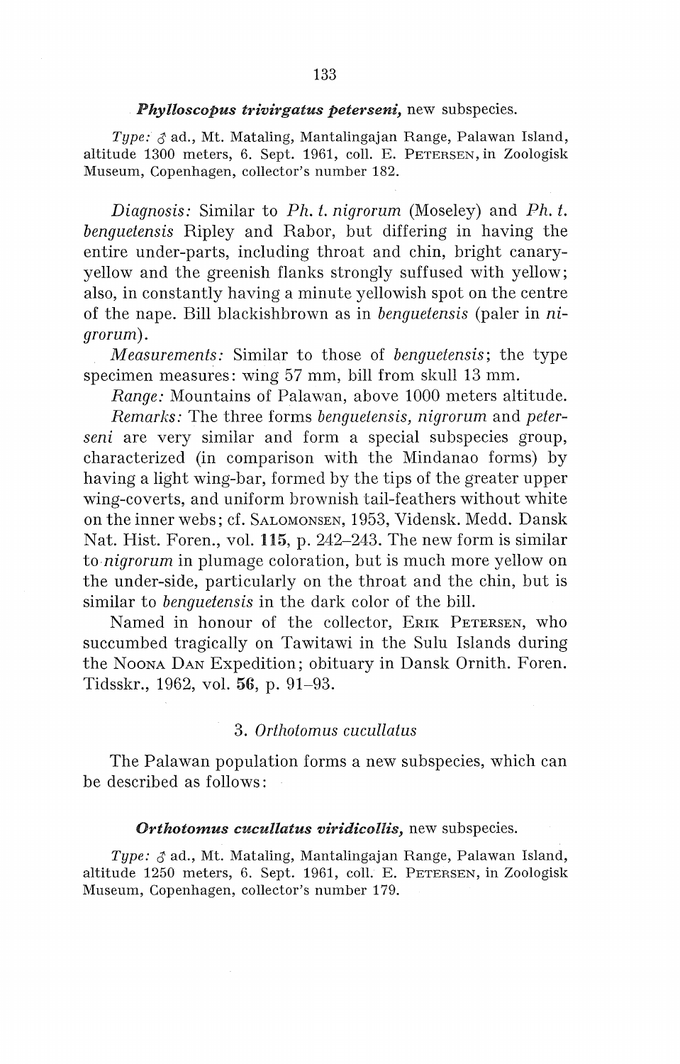***Phylloscopus trivirgatus peterseni,*** new subspecies.

*Type:* ♂ ad., Mt. Mataling, Mantalingajan Range, Palawan Island, altitude 1300 meters, 6. Sept. 1961, coll. E. PETERSEN, in Zoologisk Museum, Copenhagen, collector's number 182.

*Diagnosis:* Similar to *Ph. t. nigrorum* (Moseley) and *Ph. t. benguetensis* Ripley and Rabor, but differing in having the entire under-parts, including throat and chin, bright canary-yellow and the greenish flanks strongly suffused with yellow; also, in constantly having a minute yellowish spot on the centre of the nape. Bill blackishbrown as in *benguetensis* (paler in *nigrorum*).

*Measurements:* Similar to those of *benguetensis*; the type specimen measures: wing 57 mm, bill from skull 13 mm.

*Range:* Mountains of Palawan, above 1000 meters altitude.

*Remarks:* The three forms *benguetensis, nigrorum* and *peterseni* are very similar and form a special subspecies group, characterized (in comparison with the Mindanao forms) by having a light wing-bar, formed by the tips of the greater upper wing-coverts, and uniform brownish tail-feathers without white on the inner webs; cf. SALOMONSEN, 1953, Vidensk. Medd. Dansk Nat. Hist. Foren., vol. **115**, p. 242–243. The new form is similar to *nigrorum* in plumage coloration, but is much more yellow on the under-side, particularly on the throat and the chin, but is similar to *benguetensis* in the dark color of the bill.

Named in honour of the collector, ERIK PETERSEN, who succumbed tragically on Tawitawi in the Sulu Islands during the NOONA DAN Expedition; obituary in Dansk Ornith. Foren. Tidsskr., 1962, vol. **56**, p. 91–93.

### 3. *Orthotomus cucullatus*

The Palawan population forms a new subspecies, which can be described as follows:

***Orthotomus cucullatus viridicollis,*** new subspecies.

*Type:* ♂ ad., Mt. Mataling, Mantalingajan Range, Palawan Island, altitude 1250 meters, 6. Sept. 1961, coll. E. PETERSEN, in Zoologisk Museum, Copenhagen, collector's number 179.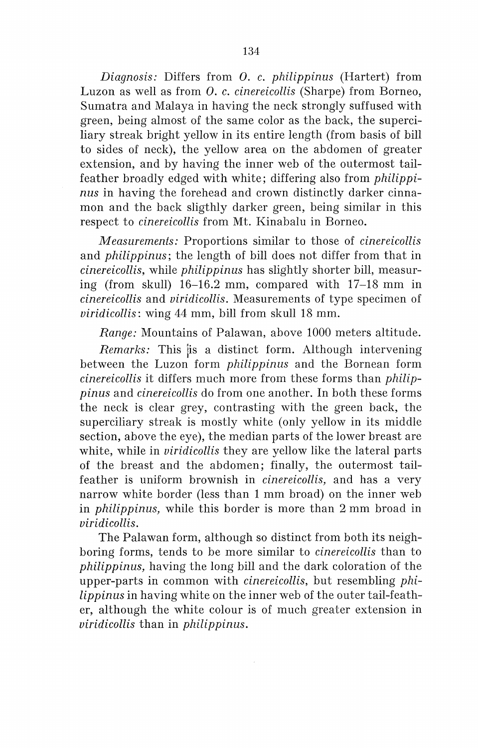*Diagnosis:* Differs from *O. c. philippinus* (Hartert) from Luzon as well as from *O. c. cinereicollis* (Sharpe) from Borneo, Sumatra and Malaya in having the neck strongly suffused with green, being almost of the same color as the back, the superciliary streak bright yellow in its entire length (from basis of bill to sides of neck), the yellow area on the abdomen of greater extension, and by having the inner web of the outermost tail-feather broadly edged with white; differing also from *philippinus* in having the forehead and crown distinctly darker cinnamon and the back sligthly darker green, being similar in this respect to *cinereicollis* from Mt. Kinabalu in Borneo.

*Measurements:* Proportions similar to those of *cinereicollis* and *philippinus*; the length of bill does not differ from that in *cinereicollis*, while *philippinus* has slightly shorter bill, measuring (from skull) 16–16.2 mm, compared with 17–18 mm in *cinereicollis* and *viridicollis*. Measurements of type specimen of *viridicollis*: wing 44 mm, bill from skull 18 mm.

*Range:* Mountains of Palawan, above 1000 meters altitude.

*Remarks:* This is a distinct form. Although intervening between the Luzon form *philippinus* and the Bornean form *cinereicollis* it differs much more from these forms than *philippinus* and *cinereicollis* do from one another. In both these forms the neck is clear grey, contrasting with the green back, the superciliary streak is mostly white (only yellow in its middle section, above the eye), the median parts of the lower breast are white, while in *viridicollis* they are yellow like the lateral parts of the breast and the abdomen; finally, the outermost tail-feather is uniform brownish in *cinereicollis,* and has a very narrow white border (less than 1 mm broad) on the inner web in *philippinus,* while this border is more than 2 mm broad in *viridicollis.*

The Palawan form, although so distinct from both its neighboring forms, tends to be more similar to *cinereicollis* than to *philippinus,* having the long bill and the dark coloration of the upper-parts in common with *cinereicollis,* but resembling *philippinus* in having white on the inner web of the outer tail-feather, although the white colour is of much greater extension in *viridicollis* than in *philippinus.*